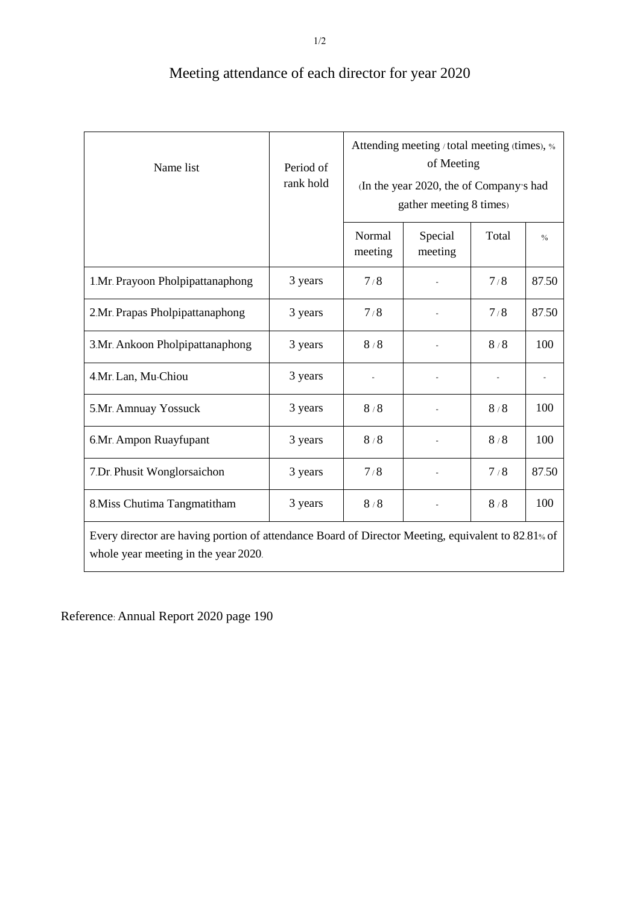# Meeting attendance of each director for year 2020

| Name list | Period of rank hold | Attending meeting / total meeting (times), % of Meeting (In the year 2020, the of Company's had gather meeting 8 times) | | | |
|---|---|---|---|---|---|
| | | Normal meeting | Special meeting | Total | % |
| 1.Mr. Prayoon Pholpipattanaphong | 3 years | 7 / 8 | - | 7 / 8 | 87.50 |
| 2.Mr. Prapas Pholpipattanaphong | 3 years | 7 / 8 | - | 7 / 8 | 87.50 |
| 3.Mr. Ankoon Pholpipattanaphong | 3 years | 8 / 8 | - | 8 / 8 | 100 |
| 4.Mr. Lan, Mu-Chiou | 3 years | - | - | - | - |
| 5.Mr. Amnuay Yossuck | 3 years | 8 / 8 | - | 8 / 8 | 100 |
| 6.Mr. Ampon Ruayfupant | 3 years | 8 / 8 | - | 8 / 8 | 100 |
| 7.Dr. Phusit Wonglorsaichon | 3 years | 7 / 8 | - | 7 / 8 | 87.50 |
| 8.Miss Chutima Tangmatitham | 3 years | 8 / 8 | - | 8 / 8 | 100 |
| Every director are having portion of attendance Board of Director Meeting, equivalent to 82.81% of whole year meeting in the year 2020. | | | | | |

Reference: Annual Report 2020 page 190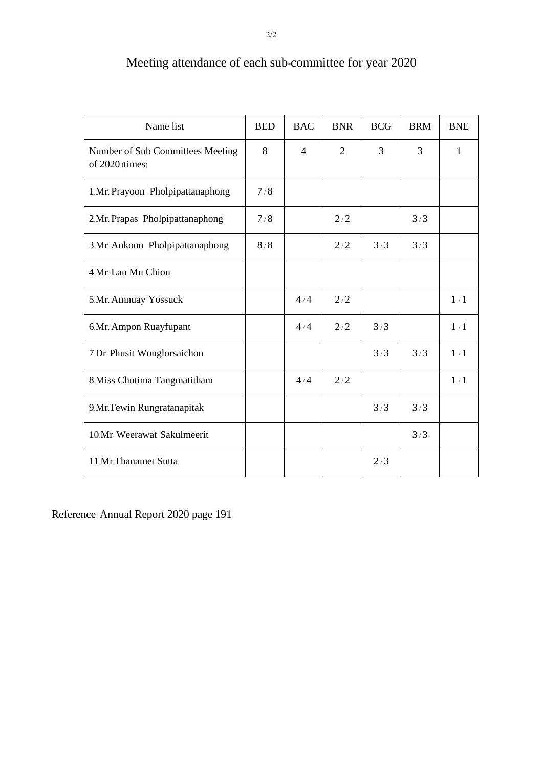# Meeting attendance of each sub-committee for year 2020

| Name list | BED | BAC | BNR | BCG | BRM | BNE |
|---|---|---|---|---|---|---|
| Number of Sub Committees Meeting of 2020 (times) | 8 | 4 | 2 | 3 | 3 | 1 |
| 1.Mr. Prayoon Pholpipattanaphong | 7/8 | | | | | |
| 2.Mr. Prapas Pholpipattanaphong | 7/8 | | 2/2 | | 3/3 | |
| 3.Mr. Ankoon Pholpipattanaphong | 8/8 | | 2/2 | 3/3 | 3/3 | |
| 4.Mr. Lan Mu Chiou | | | | | | |
| 5.Mr. Amnuay Yossuck | | 4/4 | 2/2 | | | 1/1 |
| 6.Mr. Ampon Ruayfupant | | 4/4 | 2/2 | 3/3 | | 1/1 |
| 7.Dr. Phusit Wonglorsaichon | | | | 3/3 | 3/3 | 1/1 |
| 8.Miss Chutima Tangmatitham | | 4/4 | 2/2 | | | 1/1 |
| 9.Mr.Tewin Rungratanapitak | | | | 3/3 | 3/3 | |
| 10.Mr. Weerawat Sakulmeerit | | | | | 3/3 | |
| 11.Mr.Thanamet Sutta | | | | 2/3 | | |

Reference: Annual Report 2020 page 191